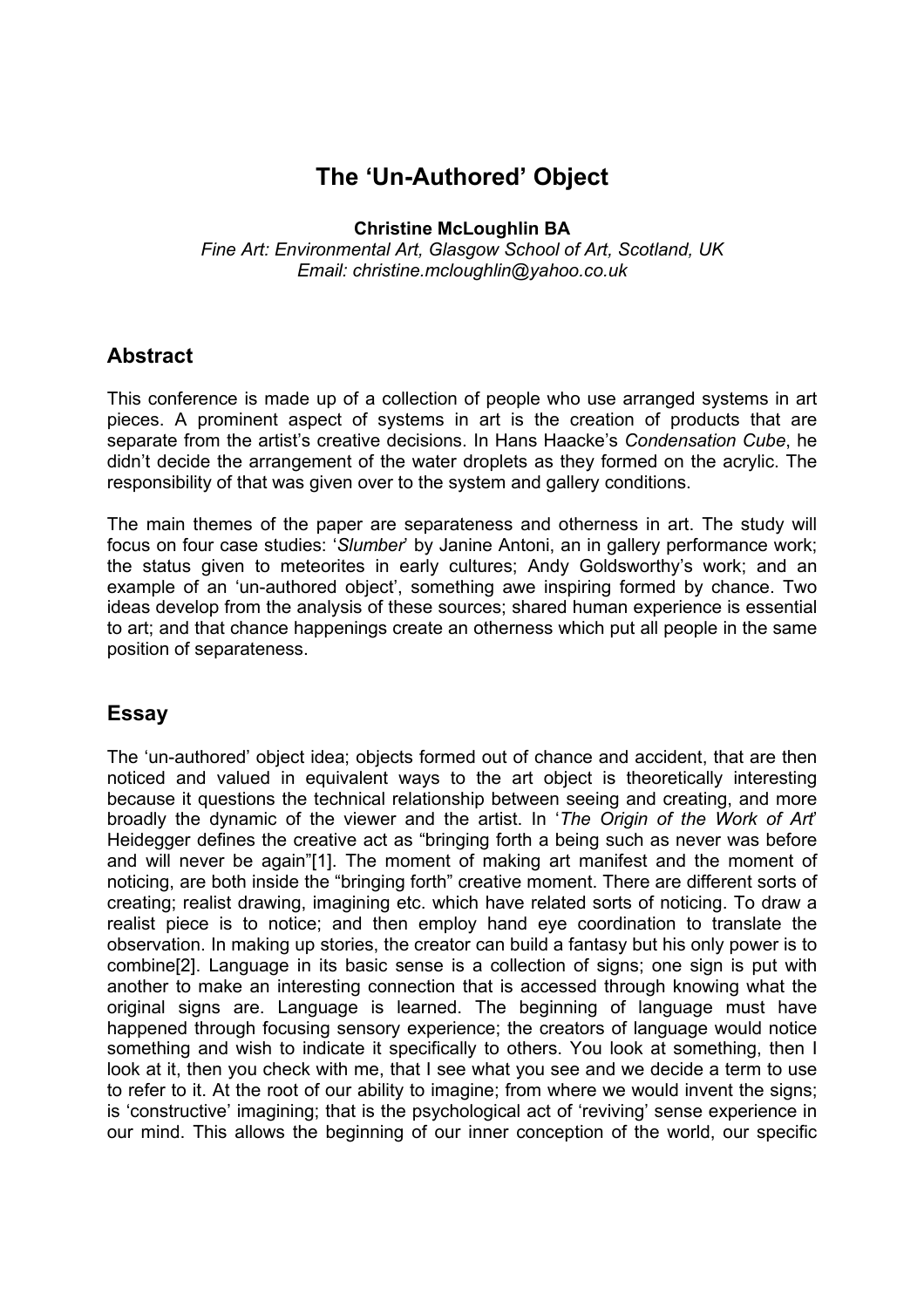# The 'Un-Authored' Object

**Christine McLoughlin BA**

*Fine Art: Environmental Art, Glasgow School of Art, Scotland, UK*

*Email: christine.mcloughlin@yahoo.co.uk*

## Abstract

This conference is made up of a collection of people who use arranged systems in art pieces. A prominent aspect of systems in art is the creation of products that are separate from the artist's creative decisions. In Hans Haacke's *Condensation Cube*, he didn't decide the arrangement of the water droplets as they formed on the acrylic. The responsibility of that was given over to the system and gallery conditions.

The main themes of the paper are separateness and otherness in art. The study will focus on four case studies: '*Slumber*' by Janine Antoni, an in gallery performance work; the status given to meteorites in early cultures; Andy Goldsworthy's work; and an example of an 'un-authored object', something awe inspiring formed by chance. Two ideas develop from the analysis of these sources; shared human experience is essential to art; and that chance happenings create an otherness which put all people in the same position of separateness.

## Essay

The 'un-authored' object idea; objects formed out of chance and accident, that are then noticed and valued in equivalent ways to the art object is theoretically interesting because it questions the technical relationship between seeing and creating, and more broadly the dynamic of the viewer and the artist. In '*The Origin of the Work of Art*' Heidegger defines the creative act as "bringing forth a being such as never was before and will never be again"[1]. The moment of making art manifest and the moment of noticing, are both inside the "bringing forth" creative moment. There are different sorts of creating; realist drawing, imagining etc. which have related sorts of noticing. To draw a realist piece is to notice; and then employ hand eye coordination to translate the observation. In making up stories, the creator can build a fantasy but his only power is to combine[2]. Language in its basic sense is a collection of signs; one sign is put with another to make an interesting connection that is accessed through knowing what the original signs are. Language is learned. The beginning of language must have happened through focusing sensory experience; the creators of language would notice something and wish to indicate it specifically to others. You look at something, then I look at it, then you check with me, that I see what you see and we decide a term to use to refer to it. At the root of our ability to imagine; from where we would invent the signs; is 'constructive' imagining; that is the psychological act of 'reviving' sense experience in our mind. This allows the beginning of our inner conception of the world, our specific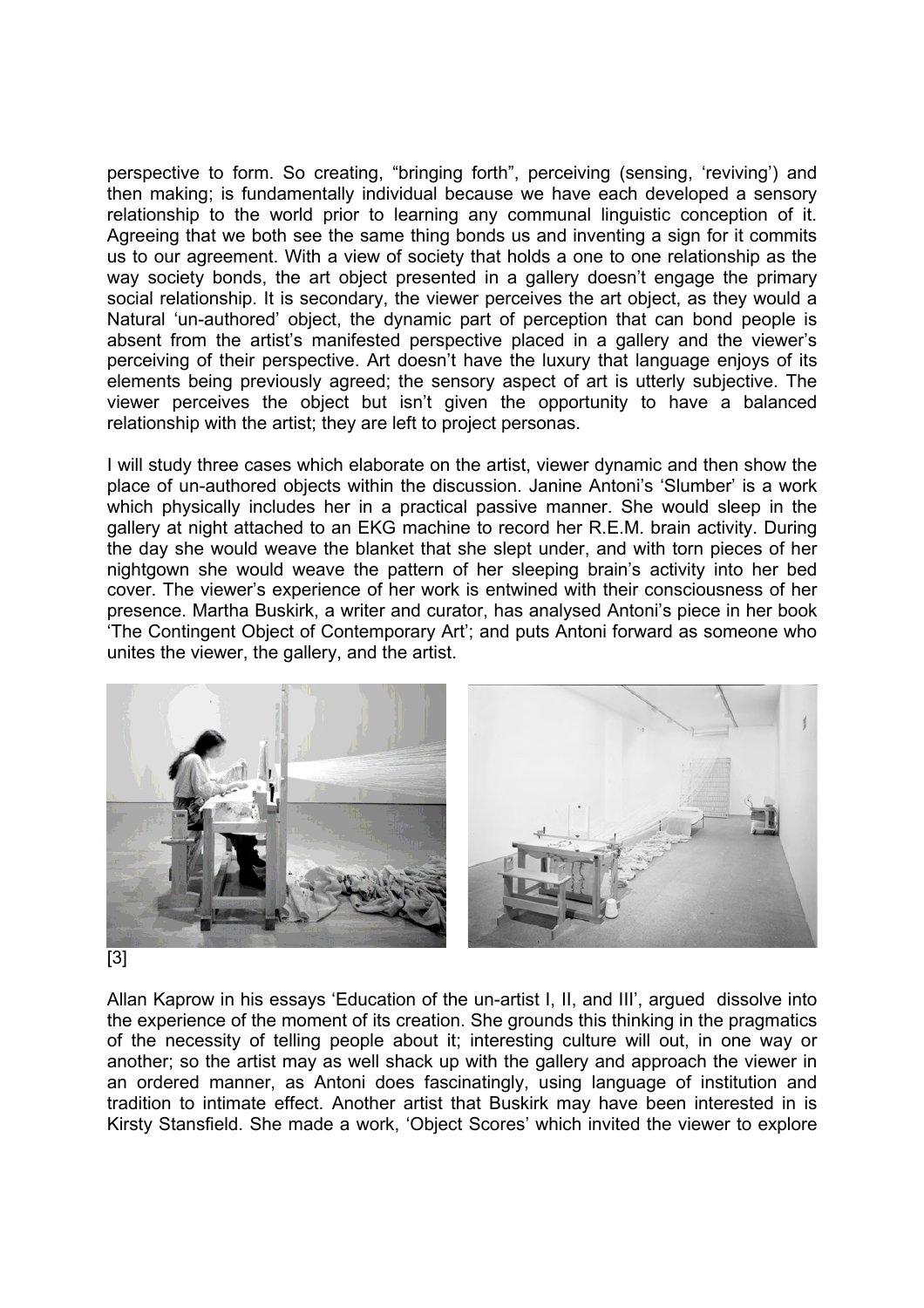perspective to form. So creating, "bringing forth", perceiving (sensing, 'reviving') and then making; is fundamentally individual because we have each developed a sensory relationship to the world prior to learning any communal linguistic conception of it. Agreeing that we both see the same thing bonds us and inventing a sign for it commits us to our agreement. With a view of society that holds a one to one relationship as the way society bonds, the art object presented in a gallery doesn't engage the primary social relationship. It is secondary, the viewer perceives the art object, as they would a Natural 'un-authored' object, the dynamic part of perception that can bond people is absent from the artist's manifested perspective placed in a gallery and the viewer's perceiving of their perspective. Art doesn't have the luxury that language enjoys of its elements being previously agreed; the sensory aspect of art is utterly subjective. The viewer perceives the object but isn't given the opportunity to have a balanced relationship with the artist; they are left to project personas.

I will study three cases which elaborate on the artist, viewer dynamic and then show the place of un-authored objects within the discussion. Janine Antoni's 'Slumber' is a work which physically includes her in a practical passive manner. She would sleep in the gallery at night attached to an EKG machine to record her R.E.M. brain activity. During the day she would weave the blanket that she slept under, and with torn pieces of her nightgown she would weave the pattern of her sleeping brain's activity into her bed cover. The viewer's experience of her work is entwined with their consciousness of her presence. Martha Buskirk, a writer and curator, has analysed Antoni's piece in her book 'The Contingent Object of Contemporary Art'; and puts Antoni forward as someone who unites the viewer, the gallery, and the artist.

[3]

Allan Kaprow in his essays 'Education of the un-artist I, II, and III', argued dissolve into the experience of the moment of its creation. She grounds this thinking in the pragmatics of the necessity of telling people about it; interesting culture will out, in one way or another; so the artist may as well shack up with the gallery and approach the viewer in an ordered manner, as Antoni does fascinatingly, using language of institution and tradition to intimate effect. Another artist that Buskirk may have been interested in is Kirsty Stansfield. She made a work, 'Object Scores' which invited the viewer to explore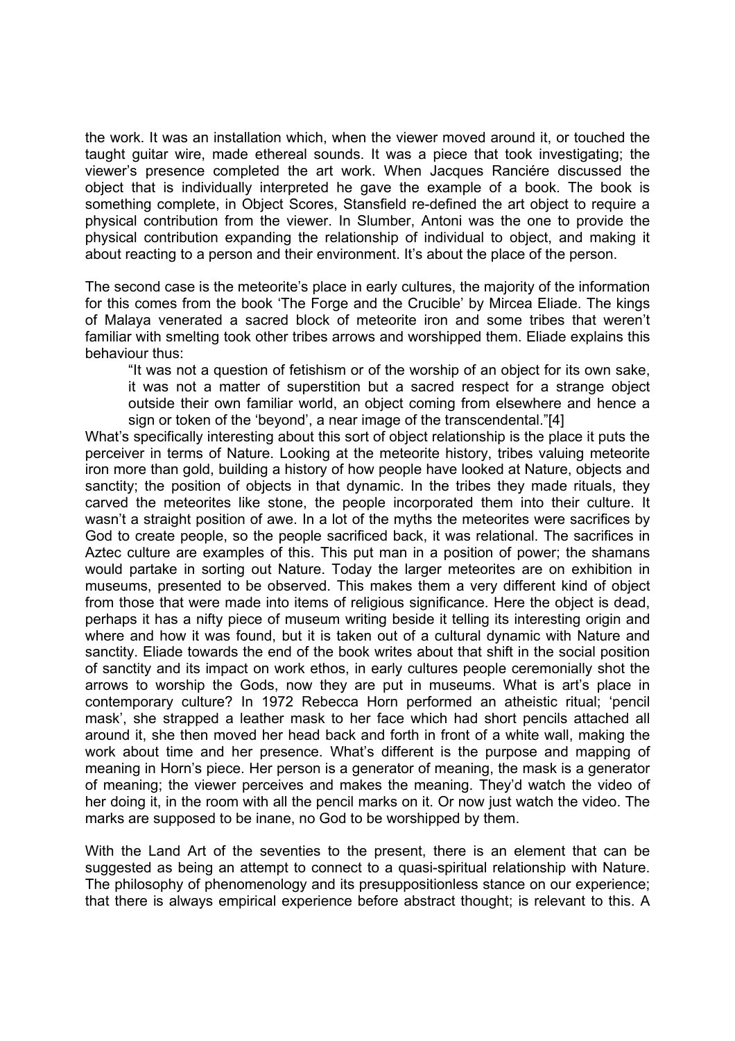the work. It was an installation which, when the viewer moved around it, or touched the taught guitar wire, made ethereal sounds. It was a piece that took investigating; the viewer's presence completed the art work. When Jacques Ranciére discussed the object that is individually interpreted he gave the example of a book. The book is something complete, in Object Scores, Stansfield re-defined the art object to require a physical contribution from the viewer. In Slumber, Antoni was the one to provide the physical contribution expanding the relationship of individual to object, and making it about reacting to a person and their environment. It's about the place of the person.

The second case is the meteorite's place in early cultures, the majority of the information for this comes from the book 'The Forge and the Crucible' by Mircea Eliade. The kings of Malaya venerated a sacred block of meteorite iron and some tribes that weren't familiar with smelting took other tribes arrows and worshipped them. Eliade explains this behaviour thus:

> "It was not a question of fetishism or of the worship of an object for its own sake, it was not a matter of superstition but a sacred respect for a strange object outside their own familiar world, an object coming from elsewhere and hence a sign or token of the 'beyond', a near image of the transcendental."[4]

What's specifically interesting about this sort of object relationship is the place it puts the perceiver in terms of Nature. Looking at the meteorite history, tribes valuing meteorite iron more than gold, building a history of how people have looked at Nature, objects and sanctity; the position of objects in that dynamic. In the tribes they made rituals, they carved the meteorites like stone, the people incorporated them into their culture. It wasn't a straight position of awe. In a lot of the myths the meteorites were sacrifices by God to create people, so the people sacrificed back, it was relational. The sacrifices in Aztec culture are examples of this. This put man in a position of power; the shamans would partake in sorting out Nature. Today the larger meteorites are on exhibition in museums, presented to be observed. This makes them a very different kind of object from those that were made into items of religious significance. Here the object is dead, perhaps it has a nifty piece of museum writing beside it telling its interesting origin and where and how it was found, but it is taken out of a cultural dynamic with Nature and sanctity. Eliade towards the end of the book writes about that shift in the social position of sanctity and its impact on work ethos, in early cultures people ceremonially shot the arrows to worship the Gods, now they are put in museums. What is art's place in contemporary culture? In 1972 Rebecca Horn performed an atheistic ritual; 'pencil mask', she strapped a leather mask to her face which had short pencils attached all around it, she then moved her head back and forth in front of a white wall, making the work about time and her presence. What's different is the purpose and mapping of meaning in Horn's piece. Her person is a generator of meaning, the mask is a generator of meaning; the viewer perceives and makes the meaning. They'd watch the video of her doing it, in the room with all the pencil marks on it. Or now just watch the video. The marks are supposed to be inane, no God to be worshipped by them.

With the Land Art of the seventies to the present, there is an element that can be suggested as being an attempt to connect to a quasi-spiritual relationship with Nature. The philosophy of phenomenology and its presuppositionless stance on our experience; that there is always empirical experience before abstract thought; is relevant to this. A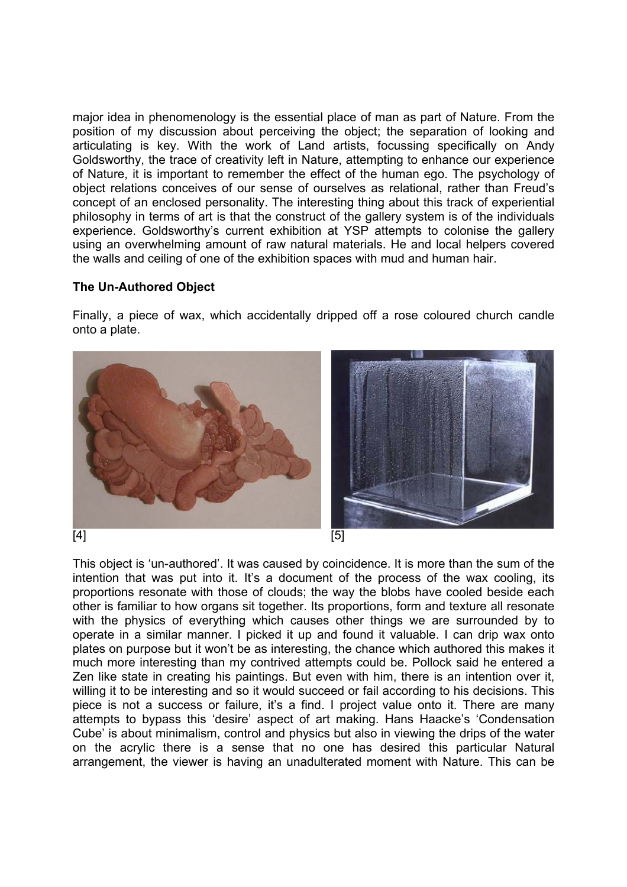major idea in phenomenology is the essential place of man as part of Nature. From the position of my discussion about perceiving the object; the separation of looking and articulating is key. With the work of Land artists, focussing specifically on Andy Goldsworthy, the trace of creativity left in Nature, attempting to enhance our experience of Nature, it is important to remember the effect of the human ego. The psychology of object relations conceives of our sense of ourselves as relational, rather than Freud's concept of an enclosed personality. The interesting thing about this track of experiential philosophy in terms of art is that the construct of the gallery system is of the individuals experience. Goldsworthy's current exhibition at YSP attempts to colonise the gallery using an overwhelming amount of raw natural materials. He and local helpers covered the walls and ceiling of one of the exhibition spaces with mud and human hair.

### The Un-Authored Object

Finally, a piece of wax, which accidentally dripped off a rose coloured church candle onto a plate.

[4]

[5]

This object is 'un-authored'. It was caused by coincidence. It is more than the sum of the intention that was put into it. It's a document of the process of the wax cooling, its proportions resonate with those of clouds; the way the blobs have cooled beside each other is familiar to how organs sit together. Its proportions, form and texture all resonate with the physics of everything which causes other things we are surrounded by to operate in a similar manner. I picked it up and found it valuable. I can drip wax onto plates on purpose but it won't be as interesting, the chance which authored this makes it much more interesting than my contrived attempts could be. Pollock said he entered a Zen like state in creating his paintings. But even with him, there is an intention over it, willing it to be interesting and so it would succeed or fail according to his decisions. This piece is not a success or failure, it's a find. I project value onto it. There are many attempts to bypass this 'desire' aspect of art making. Hans Haacke's 'Condensation Cube' is about minimalism, control and physics but also in viewing the drips of the water on the acrylic there is a sense that no one has desired this particular Natural arrangement, the viewer is having an unadulterated moment with Nature. This can be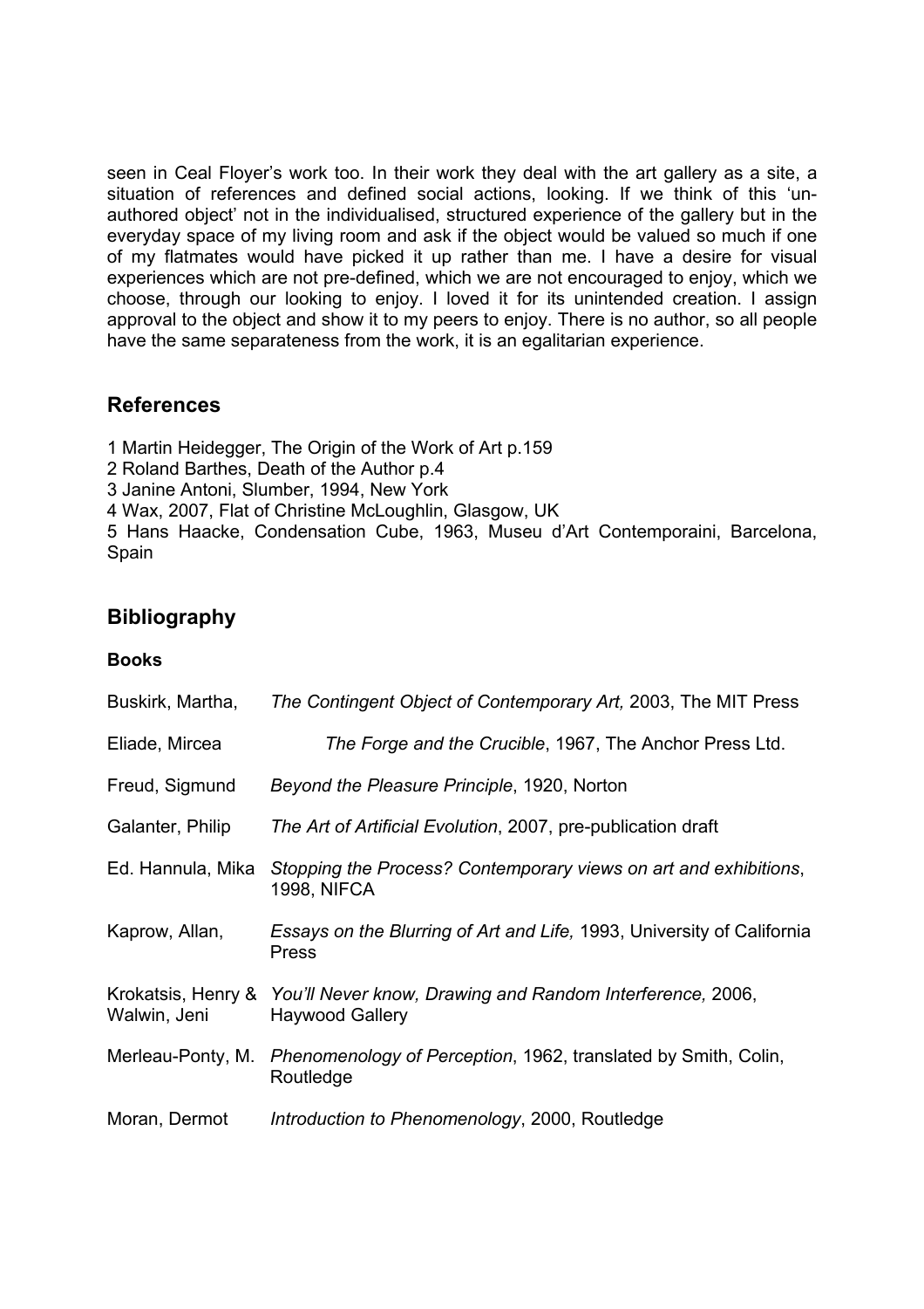seen in Ceal Floyer's work too. In their work they deal with the art gallery as a site, a situation of references and defined social actions, looking. If we think of this 'un-authored object' not in the individualised, structured experience of the gallery but in the everyday space of my living room and ask if the object would be valued so much if one of my flatmates would have picked it up rather than me. I have a desire for visual experiences which are not pre-defined, which we are not encouraged to enjoy, which we choose, through our looking to enjoy. I loved it for its unintended creation. I assign approval to the object and show it to my peers to enjoy. There is no author, so all people have the same separateness from the work, it is an egalitarian experience.

## References

1 Martin Heidegger, The Origin of the Work of Art p.159
2 Roland Barthes, Death of the Author p.4
3 Janine Antoni, Slumber, 1994, New York
4 Wax, 2007, Flat of Christine McLoughlin, Glasgow, UK
5 Hans Haacke, Condensation Cube, 1963, Museu d'Art Contemporaini, Barcelona, Spain

## Bibliography

### Books

| | |
|---|---|
| Buskirk, Martha, | *The Contingent Object of Contemporary Art,* 2003, The MIT Press |
| Eliade, Mircea | *The Forge and the Crucible*, 1967, The Anchor Press Ltd. |
| Freud, Sigmund | *Beyond the Pleasure Principle*, 1920, Norton |
| Galanter, Philip | *The Art of Artificial Evolution*, 2007, pre-publication draft |
| Ed. Hannula, Mika | *Stopping the Process? Contemporary views on art and exhibitions*, 1998, NIFCA |
| Kaprow, Allan, | *Essays on the Blurring of Art and Life,* 1993, University of California Press |
| Krokatsis, Henry & Walwin, Jeni | *You'll Never know, Drawing and Random Interference,* 2006, Haywood Gallery |
| Merleau-Ponty, M. | *Phenomenology of Perception*, 1962, translated by Smith, Colin, Routledge |
| Moran, Dermot | *Introduction to Phenomenology*, 2000, Routledge |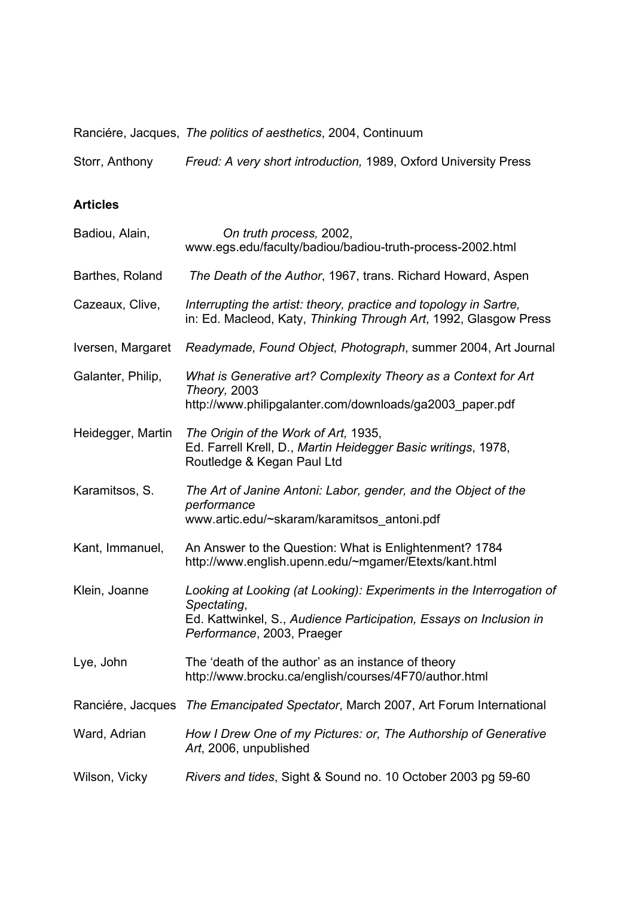Ranciére, Jacques, *The politics of aesthetics*, 2004, Continuum

Storr, Anthony *Freud: A very short introduction,* 1989, Oxford University Press

**Articles**

Badiou, Alain, *On truth process,* 2002, www.egs.edu/faculty/badiou/badiou-truth-process-2002.html

Barthes, Roland *The Death of the Author*, 1967, trans. Richard Howard, Aspen

Cazeaux, Clive, *Interrupting the artist: theory, practice and topology in Sartre,* in: Ed. Macleod, Katy, *Thinking Through Art*, 1992, Glasgow Press

Iversen, Margaret *Readymade, Found Object, Photograph*, summer 2004, Art Journal

Galanter, Philip, *What is Generative art? Complexity Theory as a Context for Art Theory,* 2003 http://www.philipgalanter.com/downloads/ga2003_paper.pdf

Heidegger, Martin *The Origin of the Work of Art,* 1935, Ed. Farrell Krell, D., *Martin Heidegger Basic writings*, 1978, Routledge & Kegan Paul Ltd

Karamitsos, S. *The Art of Janine Antoni: Labor, gender, and the Object of the performance* www.artic.edu/~skaram/karamitsos_antoni.pdf

Kant, Immanuel, An Answer to the Question: What is Enlightenment? 1784 http://www.english.upenn.edu/~mgamer/Etexts/kant.html

Klein, Joanne *Looking at Looking (at Looking): Experiments in the Interrogation of Spectating*, Ed. Kattwinkel, S., *Audience Participation, Essays on Inclusion in Performance*, 2003, Praeger

Lye, John The 'death of the author' as an instance of theory http://www.brocku.ca/english/courses/4F70/author.html

Ranciére, Jacques *The Emancipated Spectator*, March 2007, Art Forum International

Ward, Adrian *How I Drew One of my Pictures: or, The Authorship of Generative Art*, 2006, unpublished

Wilson, Vicky *Rivers and tides*, Sight & Sound no. 10 October 2003 pg 59-60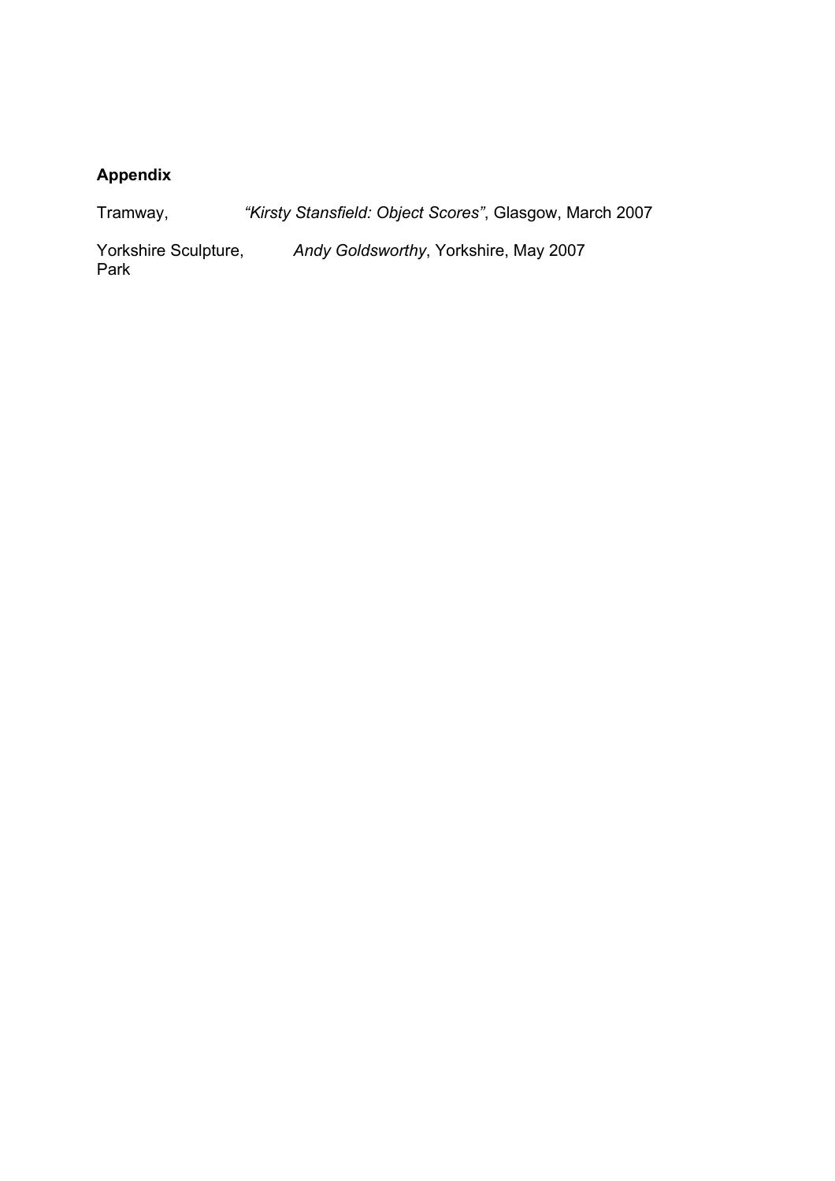**Appendix**

| | |
|---|---|
| Tramway, | *"Kirsty Stansfield: Object Scores"*, Glasgow, March 2007 |
| Yorkshire Sculpture, Park | *Andy Goldsworthy*, Yorkshire, May 2007 |